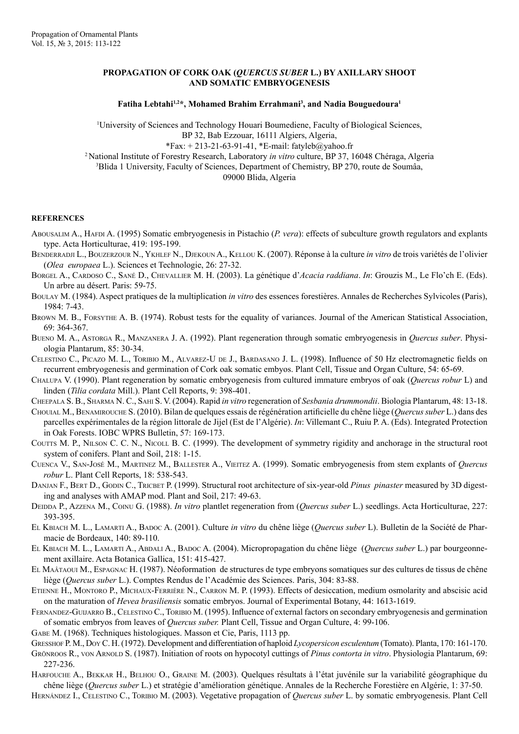# PROPAGATION OF CORK OAK (*QUERCUS SUBER* L.) BY AXILLARY SHOOT AND SOMATIC EMBRYOGENESIS

**Fatiha Lebtahi[1,2]*, Mohamed Brahim Errahmani[3], and Nadia Bouguedoura[1]**

[1]University of Sciences and Technology Houari Boumediene, Faculty of Biological Sciences, BP 32, Bab Ezzouar, 16111 Algiers, Algeria,
*Fax: + 213-21-63-91-41, *E-mail: fatyleb@yahoo.fr

[2] National Institute of Forestry Research, Laboratory *in vitro* culture, BP 37, 16048 Chéraga, Algeria

[3]Blida 1 University, Faculty of Sciences, Department of Chemistry, BP 270, route de Soumâa, 09000 Blida, Algeria

## REFERENCES

Abousalim A., Hafdi A. (1995) Somatic embryogenesis in Pistachio (*P. vera*): effects of subculture growth regulators and explants type. Acta Horticulturae, 419: 195-199.

Benderradji L., Bouzerzour N., Ykhlef N., Djekoun A., Kellou K. (2007). Réponse à la culture *in vitro* de trois variétés de l'olivier (*Olea europaea* L.). Sciences et Technologie, 26: 27-32.

Borgel A., Cardoso C., Sané D., Chevallier M. H. (2003). La génétique d'*Acacia raddiana*. *In*: Grouzis M., Le Flo'ch E. (Eds). Un arbre au désert. Paris: 59-75.

Boulay M. (1984). Aspect pratiques de la multiplication *in vitro* des essences forestières. Annales de Recherches Sylvicoles (Paris), 1984: 7-43.

Brown M. B., Forsythe A. B. (1974). Robust tests for the equality of variances. Journal of the American Statistical Association, 69: 364-367.

Bueno M. A., Astorga R., Manzanera J. A. (1992). Plant regeneration through somatic embryogenesis in *Quercus suber*. Physiologia Plantarum, 85: 30-34.

Celestino C., Picazo M. L., Toribio M., Alvarez-U de J., Bardasano J. L. (1998). Influence of 50 Hz electromagnetic fields on recurrent embryogenesis and germination of Cork oak somatic embyos. Plant Cell, Tissue and Organ Culture, 54: 65-69.

Chalupa V. (1990). Plant regeneration by somatic embryogenesis from cultured immature embryos of oak (*Quercus robur* L) and linden (*Tilia cordata* Mill.). Plant Cell Reports, 9: 398-401.

Cheepala S. B., Sharma N. C., Sahi S. V. (2004). Rapid *in vitro* regeneration of *Sesbania drummondii*. Biologia Plantarum, 48: 13-18.

Chouial M., Benamirouche S. (2010). Bilan de quelques essais de régénération artificielle du chêne liège (*Quercus suber* L.) dans des parcelles expérimentales de la région littorale de Jijel (Est de l'Algérie). *In*: Villemant C., Ruiu P. A. (Eds). Integrated Protection in Oak Forests. IOBC WPRS Bulletin, 57: 169-173.

Coutts M. P., Nilson C. C. N., Nicoll B. C. (1999). The development of symmetry rigidity and anchorage in the structural root system of conifers. Plant and Soil, 218: 1-15.

Cuenca V., San-José M., Martinez M., Ballester A., Vieitez A. (1999). Somatic embryogenesis from stem explants of *Quercus robur* L. Plant Cell Reports, 18: 538-543.

Danjan F., Bert D., Godin C., Tricbet P. (1999). Structural root architecture of six-year-old *Pinus pinaster* measured by 3D digesting and analyses with AMAP mod. Plant and Soil, 217: 49-63.

Deidda P., Azzena M., Coinu G. (1988). *In vitro* plantlet regeneration from (*Quercus suber* L.) seedlings. Acta Horticulturae, 227: 393-395.

El Kbiach M. L., Lamarti A., Badoc A. (2001). Culture *in vitro* du chêne liège (*Quercus suber* L). Bulletin de la Société de Pharmacie de Bordeaux, 140: 89-110.

El Kbiach M. L., Lamarti A., Abdali A., Badoc A. (2004). Micropropagation du chêne liège (*Quercus suber* L.) par bourgeonnement axillaire. Acta Botanica Gallica, 151: 415-427.

El Maâtaoui M., Espagnac H. (1987). Néoformation de structures de type embryons somatiques sur des cultures de tissus de chêne liège (*Quercus suber* L.). Comptes Rendus de l'Académie des Sciences. Paris, 304: 83-88.

Etienne H., Montoro P., Michaux-Ferrière N., Carron M. P. (1993). Effects of desiccation, medium osmolarity and abscisic acid on the maturation of *Hevea brasiliensis* somatic embryos. Journal of Experimental Botany, 44: 1613-1619.

Fernandez-Guijarro B., Celestino C., Toribio M. (1995). Influence of external factors on secondary embryogenesis and germination of somatic embryos from leaves of *Quercus suber.* Plant Cell, Tissue and Organ Culture, 4: 99-106.

Gabe M. (1968). Techniques histologiques. Masson et Cie, Paris, 1113 pp.

Gresshof P. M., Doy C. H. (1972). Development and differentiation of haploid *Lycopersicon esculentum* (Tomato). Planta, 170: 161-170.

Grönroos R., von Arnold S. (1987). Initiation of roots on hypocotyl cuttings of *Pinus contorta in vitro*. Physiologia Plantarum, 69: 227-236.

Harfouche A., Bekkar H., Belhou O., Graine M. (2003). Quelques résultats à l'état juvénile sur la variabilité géographique du chêne liège (*Quercus suber* L.) et stratégie d'amélioration génétique. Annales de la Recherche Forestière en Algérie, 1: 37-50.

Hernández I., Celestino C., Toribio M. (2003). Vegetative propagation of *Quercus suber* L. by somatic embryogenesis. Plant Cell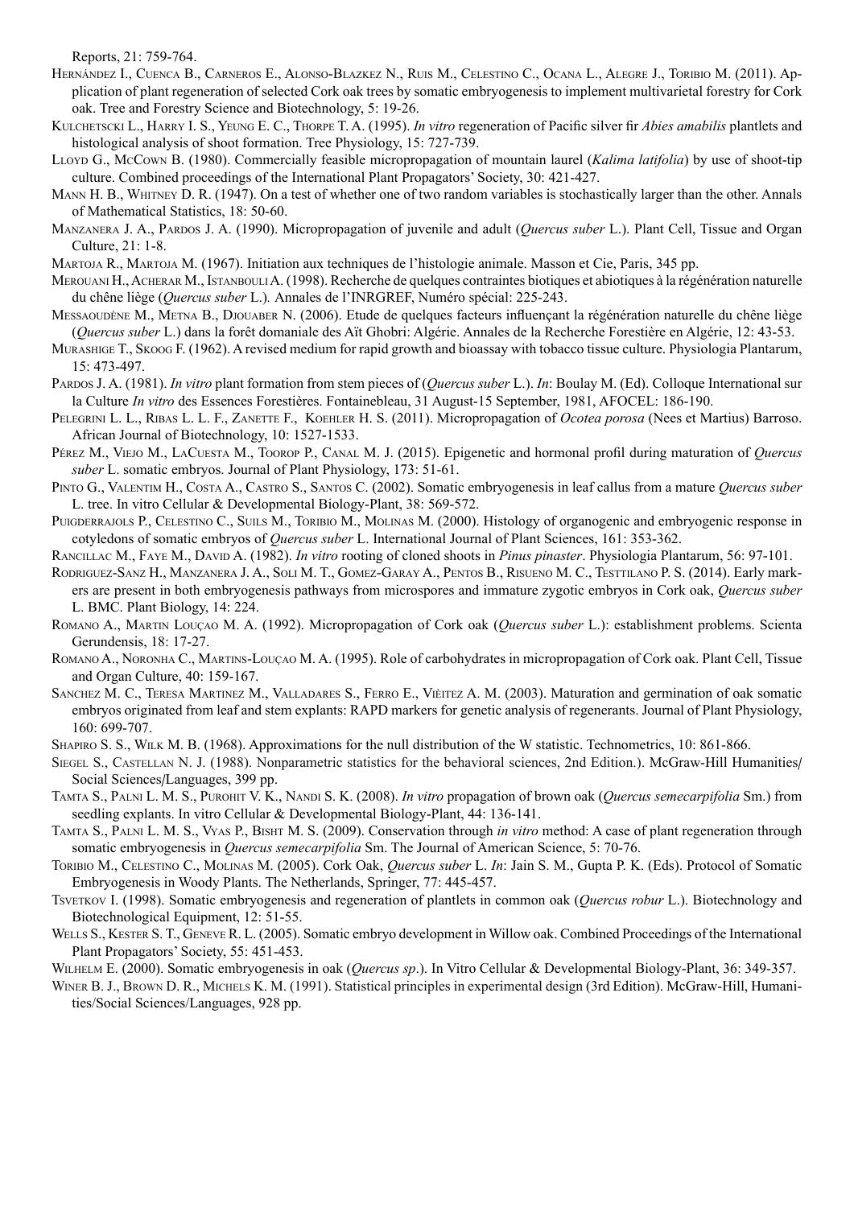Reports, 21: 759-764.

Hernández I., Cuenca B., Carneros E., Alonso-Blazkez N., Ruis M., Celestino C., Ocana L., Alegre J., Toribio M. (2011). Application of plant regeneration of selected Cork oak trees by somatic embryogenesis to implement multivarietal forestry for Cork oak. Tree and Forestry Science and Biotechnology, 5: 19-26.

Kulchetscki L., Harry I. S., Yeung E. C., Thorpe T. A. (1995). *In vitro* regeneration of Pacific silver fir *Abies amabilis* plantlets and histological analysis of shoot formation. Tree Physiology, 15: 727-739.

Lloyd G., McCown B. (1980). Commercially feasible micropropagation of mountain laurel (*Kalima latifolia*) by use of shoot-tip culture. Combined proceedings of the International Plant Propagators' Society, 30: 421-427.

Mann H. B., Whitney D. R. (1947). On a test of whether one of two random variables is stochastically larger than the other. Annals of Mathematical Statistics, 18: 50-60.

Manzanera J. A., Pardos J. A. (1990). Micropropagation of juvenile and adult (*Quercus suber* L.). Plant Cell, Tissue and Organ Culture, 21: 1-8.

Martoja R., Martoja M. (1967). Initiation aux techniques de l'histologie animale. Masson et Cie, Paris, 345 pp.

Merouani H., Acherar M., Istanbouli A. (1998). Recherche de quelques contraintes biotiques et abiotiques à la régénération naturelle du chêne liège (*Quercus suber* L.). Annales de l'INRGREF, Numéro spécial: 225-243.

Messaoudène M., Metna B., Djouaber N. (2006). Etude de quelques facteurs influençant la régénération naturelle du chêne liège (*Quercus suber* L.) dans la forêt domaniale des Aït Ghobri: Algérie. Annales de la Recherche Forestière en Algérie, 12: 43-53.

Murashige T., Skoog F. (1962). A revised medium for rapid growth and bioassay with tobacco tissue culture. Physiologia Plantarum, 15: 473-497.

Pardos J. A. (1981). *In vitro* plant formation from stem pieces of (*Quercus suber* L.). *In*: Boulay M. (Ed). Colloque International sur la Culture *In vitro* des Essences Forestières. Fontainebleau, 31 August-15 September, 1981, AFOCEL: 186-190.

Pelegrini L. L., Ribas L. L. F., Zanette F., Koehler H. S. (2011). Micropropagation of *Ocotea porosa* (Nees et Martius) Barroso. African Journal of Biotechnology, 10: 1527-1533.

Pérez M., Viejo M., LaCuesta M., Toorop P., Canal M. J. (2015). Epigenetic and hormonal profil during maturation of *Quercus suber* L. somatic embryos. Journal of Plant Physiology, 173: 51-61.

Pinto G., Valentim H., Costa A., Castro S., Santos C. (2002). Somatic embryogenesis in leaf callus from a mature *Quercus suber* L. tree. In vitro Cellular & Developmental Biology-Plant, 38: 569-572.

Puigderrajols P., Celestino C., Suils M., Toribio M., Molinas M. (2000). Histology of organogenic and embryogenic response in cotyledons of somatic embryos of *Quercus suber* L. International Journal of Plant Sciences, 161: 353-362.

Rancillac M., Faye M., David A. (1982). *In vitro* rooting of cloned shoots in *Pinus pinaster*. Physiologia Plantarum, 56: 97-101.

Rodriguez-Sanz H., Manzanera J. A., Soli M. T., Gomez-Garay A., Pentos B., Risueno M. C., Testtilano P. S. (2014). Early markers are present in both embryogenesis pathways from microspores and immature zygotic embryos in Cork oak, *Quercus suber* L. BMC. Plant Biology, 14: 224.

Romano A., Martin Louçao M. A. (1992). Micropropagation of Cork oak (*Quercus suber* L.): establishment problems. Scienta Gerundensis, 18: 17-27.

Romano A., Noronha C., Martins-Louçao M. A. (1995). Role of carbohydrates in micropropagation of Cork oak. Plant Cell, Tissue and Organ Culture, 40: 159-167.

Sanchez M. C., Teresa Martinez M., Valladares S., Ferro E., Vièitez A. M. (2003). Maturation and germination of oak somatic embryos originated from leaf and stem explants: RAPD markers for genetic analysis of regenerants. Journal of Plant Physiology, 160: 699-707.

Shapiro S. S., Wilk M. B. (1968). Approximations for the null distribution of the W statistic. Technometrics, 10: 861-866.

Siegel S., Castellan N. J. (1988). Nonparametric statistics for the behavioral sciences, 2nd Edition.). McGraw-Hill Humanities/Social Sciences/Languages, 399 pp.

Tamta S., Palni L. M. S., Purohit V. K., Nandi S. K. (2008). *In vitro* propagation of brown oak (*Quercus semecarpifolia* Sm.) from seedling explants. In vitro Cellular & Developmental Biology-Plant, 44: 136-141.

Tamta S., Palni L. M. S., Vyas P., Bisht M. S. (2009). Conservation through *in vitro* method: A case of plant regeneration through somatic embryogenesis in *Quercus semecarpifolia* Sm. The Journal of American Science, 5: 70-76.

Toribio M., Celestino C., Molinas M. (2005). Cork Oak, *Quercus suber* L. *In*: Jain S. M., Gupta P. K. (Eds). Protocol of Somatic Embryogenesis in Woody Plants. The Netherlands, Springer, 77: 445-457.

Tsvetkov I. (1998). Somatic embryogenesis and regeneration of plantlets in common oak (*Quercus robur* L.). Biotechnology and Biotechnological Equipment, 12: 51-55.

Wells S., Kester S. T., Geneve R. L. (2005). Somatic embryo development in Willow oak. Combined Proceedings of the International Plant Propagators' Society, 55: 451-453.

Wilhelm E. (2000). Somatic embryogenesis in oak (*Quercus sp*.). In Vitro Cellular & Developmental Biology-Plant, 36: 349-357.

Winer B. J., Brown D. R., Michels K. M. (1991). Statistical principles in experimental design (3rd Edition). McGraw-Hill, Humanities/Social Sciences/Languages, 928 pp.